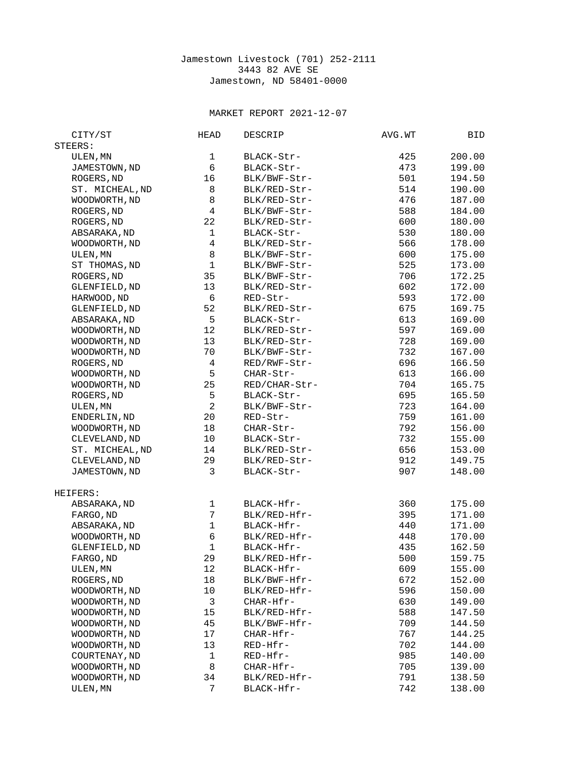Jamestown Livestock (701) 252-2111
3443 82 AVE SE
Jamestown, ND 58401-0000

MARKET REPORT 2021-12-07

| CITY/ST | HEAD | DESCRIP | AVG.WT | BID |
|---|---|---|---|---|
| **STEERS:** | | | | |
| ULEN,MN | 1 | BLACK-Str- | 425 | 200.00 |
| JAMESTOWN,ND | 6 | BLACK-Str- | 473 | 199.00 |
| ROGERS,ND | 16 | BLK/BWF-Str- | 501 | 194.50 |
| ST. MICHEAL,ND | 8 | BLK/RED-Str- | 514 | 190.00 |
| WOODWORTH,ND | 8 | BLK/RED-Str- | 476 | 187.00 |
| ROGERS,ND | 4 | BLK/BWF-Str- | 588 | 184.00 |
| ROGERS,ND | 22 | BLK/RED-Str- | 600 | 180.00 |
| ABSARAKA,ND | 1 | BLACK-Str- | 530 | 180.00 |
| WOODWORTH,ND | 4 | BLK/RED-Str- | 566 | 178.00 |
| ULEN,MN | 8 | BLK/BWF-Str- | 600 | 175.00 |
| ST THOMAS,ND | 1 | BLK/BWF-Str- | 525 | 173.00 |
| ROGERS,ND | 35 | BLK/BWF-Str- | 706 | 172.25 |
| GLENFIELD,ND | 13 | BLK/RED-Str- | 602 | 172.00 |
| HARWOOD,ND | 6 | RED-Str- | 593 | 172.00 |
| GLENFIELD,ND | 52 | BLK/RED-Str- | 675 | 169.75 |
| ABSARAKA,ND | 5 | BLACK-Str- | 613 | 169.00 |
| WOODWORTH,ND | 12 | BLK/RED-Str- | 597 | 169.00 |
| WOODWORTH,ND | 13 | BLK/RED-Str- | 728 | 169.00 |
| WOODWORTH,ND | 70 | BLK/BWF-Str- | 732 | 167.00 |
| ROGERS,ND | 4 | RED/RWF-Str- | 696 | 166.50 |
| WOODWORTH,ND | 5 | CHAR-Str- | 613 | 166.00 |
| WOODWORTH,ND | 25 | RED/CHAR-Str- | 704 | 165.75 |
| ROGERS,ND | 5 | BLACK-Str- | 695 | 165.50 |
| ULEN,MN | 2 | BLK/BWF-Str- | 723 | 164.00 |
| ENDERLIN,ND | 20 | RED-Str- | 759 | 161.00 |
| WOODWORTH,ND | 18 | CHAR-Str- | 792 | 156.00 |
| CLEVELAND,ND | 10 | BLACK-Str- | 732 | 155.00 |
| ST. MICHEAL,ND | 14 | BLK/RED-Str- | 656 | 153.00 |
| CLEVELAND,ND | 29 | BLK/RED-Str- | 912 | 149.75 |
| JAMESTOWN,ND | 3 | BLACK-Str- | 907 | 148.00 |
| **HEIFERS:** | | | | |
| ABSARAKA,ND | 1 | BLACK-Hfr- | 360 | 175.00 |
| FARGO,ND | 7 | BLK/RED-Hfr- | 395 | 171.00 |
| ABSARAKA,ND | 1 | BLACK-Hfr- | 440 | 171.00 |
| WOODWORTH,ND | 6 | BLK/RED-Hfr- | 448 | 170.00 |
| GLENFIELD,ND | 1 | BLACK-Hfr- | 435 | 162.50 |
| FARGO,ND | 29 | BLK/RED-Hfr- | 500 | 159.75 |
| ULEN,MN | 12 | BLACK-Hfr- | 609 | 155.00 |
| ROGERS,ND | 18 | BLK/BWF-Hfr- | 672 | 152.00 |
| WOODWORTH,ND | 10 | BLK/RED-Hfr- | 596 | 150.00 |
| WOODWORTH,ND | 3 | CHAR-Hfr- | 630 | 149.00 |
| WOODWORTH,ND | 15 | BLK/RED-Hfr- | 588 | 147.50 |
| WOODWORTH,ND | 45 | BLK/BWF-Hfr- | 709 | 144.50 |
| WOODWORTH,ND | 17 | CHAR-Hfr- | 767 | 144.25 |
| WOODWORTH,ND | 13 | RED-Hfr- | 702 | 144.00 |
| COURTENAY,ND | 1 | RED-Hfr- | 985 | 140.00 |
| WOODWORTH,ND | 8 | CHAR-Hfr- | 705 | 139.00 |
| WOODWORTH,ND | 34 | BLK/RED-Hfr- | 791 | 138.50 |
| ULEN,MN | 7 | BLACK-Hfr- | 742 | 138.00 |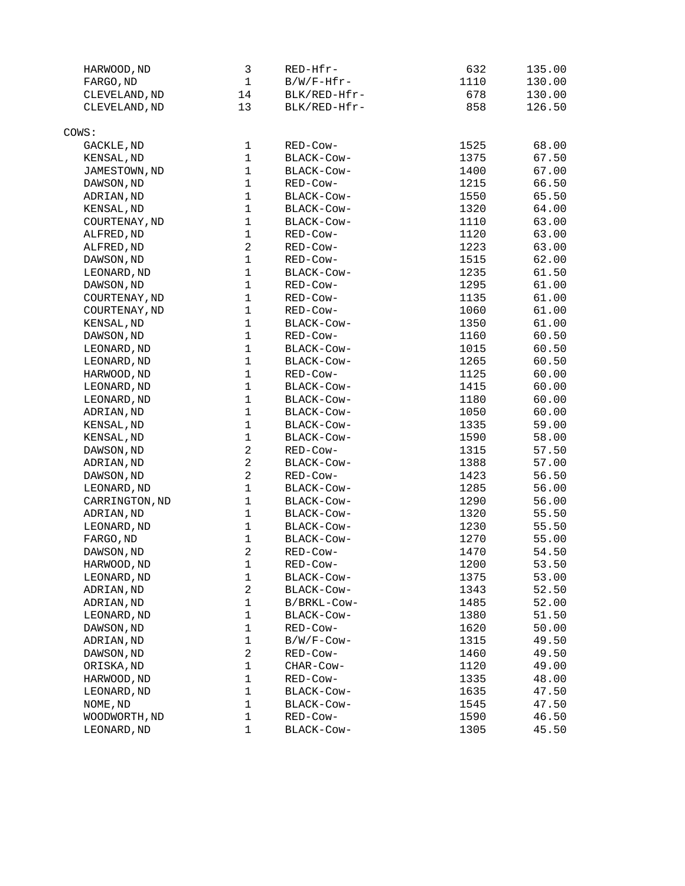| | | | | |
|---|---|---|---|---|
| HARWOOD,ND | 3 | RED-Hfr- | 632 | 135.00 |
| FARGO,ND | 1 | B/W/F-Hfr- | 1110 | 130.00 |
| CLEVELAND,ND | 14 | BLK/RED-Hfr- | 678 | 130.00 |
| CLEVELAND,ND | 13 | BLK/RED-Hfr- | 858 | 126.50 |

COWS:

| | | | | |
|---|---|---|---|---|
| GACKLE,ND | 1 | RED-Cow- | 1525 | 68.00 |
| KENSAL,ND | 1 | BLACK-Cow- | 1375 | 67.50 |
| JAMESTOWN,ND | 1 | BLACK-Cow- | 1400 | 67.00 |
| DAWSON,ND | 1 | RED-Cow- | 1215 | 66.50 |
| ADRIAN,ND | 1 | BLACK-Cow- | 1550 | 65.50 |
| KENSAL,ND | 1 | BLACK-Cow- | 1320 | 64.00 |
| COURTENAY,ND | 1 | BLACK-Cow- | 1110 | 63.00 |
| ALFRED,ND | 1 | RED-Cow- | 1120 | 63.00 |
| ALFRED,ND | 2 | RED-Cow- | 1223 | 63.00 |
| DAWSON,ND | 1 | RED-Cow- | 1515 | 62.00 |
| LEONARD,ND | 1 | BLACK-Cow- | 1235 | 61.50 |
| DAWSON,ND | 1 | RED-Cow- | 1295 | 61.00 |
| COURTENAY,ND | 1 | RED-Cow- | 1135 | 61.00 |
| COURTENAY,ND | 1 | RED-Cow- | 1060 | 61.00 |
| KENSAL,ND | 1 | BLACK-Cow- | 1350 | 61.00 |
| DAWSON,ND | 1 | RED-Cow- | 1160 | 60.50 |
| LEONARD,ND | 1 | BLACK-Cow- | 1015 | 60.50 |
| LEONARD,ND | 1 | BLACK-Cow- | 1265 | 60.50 |
| HARWOOD,ND | 1 | RED-Cow- | 1125 | 60.00 |
| LEONARD,ND | 1 | BLACK-Cow- | 1415 | 60.00 |
| LEONARD,ND | 1 | BLACK-Cow- | 1180 | 60.00 |
| ADRIAN,ND | 1 | BLACK-Cow- | 1050 | 60.00 |
| KENSAL,ND | 1 | BLACK-Cow- | 1335 | 59.00 |
| KENSAL,ND | 1 | BLACK-Cow- | 1590 | 58.00 |
| DAWSON,ND | 2 | RED-Cow- | 1315 | 57.50 |
| ADRIAN,ND | 2 | BLACK-Cow- | 1388 | 57.00 |
| DAWSON,ND | 2 | RED-Cow- | 1423 | 56.50 |
| LEONARD,ND | 1 | BLACK-Cow- | 1285 | 56.00 |
| CARRINGTON,ND | 1 | BLACK-Cow- | 1290 | 56.00 |
| ADRIAN,ND | 1 | BLACK-Cow- | 1320 | 55.50 |
| LEONARD,ND | 1 | BLACK-Cow- | 1230 | 55.50 |
| FARGO,ND | 1 | BLACK-Cow- | 1270 | 55.00 |
| DAWSON,ND | 2 | RED-Cow- | 1470 | 54.50 |
| HARWOOD,ND | 1 | RED-Cow- | 1200 | 53.50 |
| LEONARD,ND | 1 | BLACK-Cow- | 1375 | 53.00 |
| ADRIAN,ND | 2 | BLACK-Cow- | 1343 | 52.50 |
| ADRIAN,ND | 1 | B/BRKL-Cow- | 1485 | 52.00 |
| LEONARD,ND | 1 | BLACK-Cow- | 1380 | 51.50 |
| DAWSON,ND | 1 | RED-Cow- | 1620 | 50.00 |
| ADRIAN,ND | 1 | B/W/F-Cow- | 1315 | 49.50 |
| DAWSON,ND | 2 | RED-Cow- | 1460 | 49.50 |
| ORISKA,ND | 1 | CHAR-Cow- | 1120 | 49.00 |
| HARWOOD,ND | 1 | RED-Cow- | 1335 | 48.00 |
| LEONARD,ND | 1 | BLACK-Cow- | 1635 | 47.50 |
| NOME,ND | 1 | BLACK-Cow- | 1545 | 47.50 |
| WOODWORTH,ND | 1 | RED-Cow- | 1590 | 46.50 |
| LEONARD,ND | 1 | BLACK-Cow- | 1305 | 45.50 |